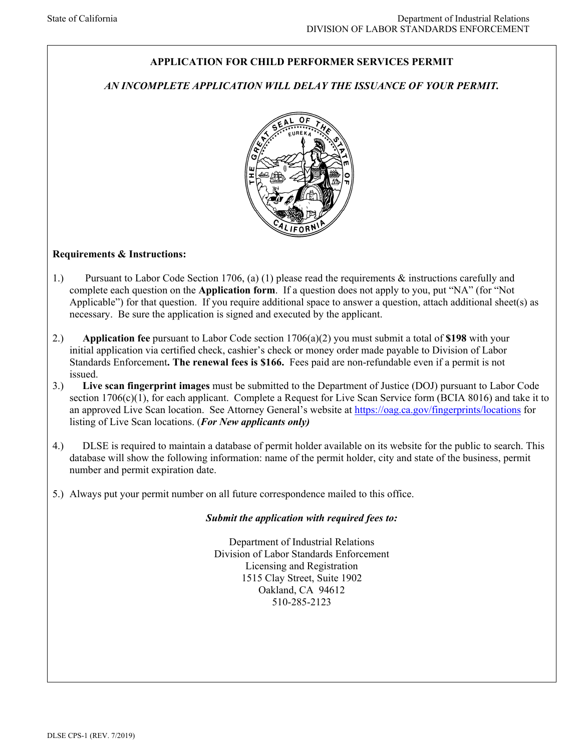State of California

Department of Industrial Relations
DIVISION OF LABOR STANDARDS ENFORCEMENT

# APPLICATION FOR CHILD PERFORMER SERVICES PERMIT

***AN INCOMPLETE APPLICATION WILL DELAY THE ISSUANCE OF YOUR PERMIT.***

**Requirements & Instructions:**

1.) Pursuant to Labor Code Section 1706, (a) (1) please read the requirements & instructions carefully and complete each question on the **Application form**. If a question does not apply to you, put "NA" (for "Not Applicable") for that question. If you require additional space to answer a question, attach additional sheet(s) as necessary. Be sure the application is signed and executed by the applicant.

2.) **Application fee** pursuant to Labor Code section 1706(a)(2) you must submit a total of **$198** with your initial application via certified check, cashier's check or money order made payable to Division of Labor Standards Enforcement**. The renewal fees is $166.** Fees paid are non-refundable even if a permit is not issued.

3.) **Live scan fingerprint images** must be submitted to the Department of Justice (DOJ) pursuant to Labor Code section 1706(c)(1), for each applicant. Complete a Request for Live Scan Service form (BCIA 8016) and take it to an approved Live Scan location. See Attorney General's website at https://oag.ca.gov/fingerprints/locations for listing of Live Scan locations. (***For New applicants only)***

4.) DLSE is required to maintain a database of permit holder available on its website for the public to search. This database will show the following information: name of the permit holder, city and state of the business, permit number and permit expiration date.

5.) Always put your permit number on all future correspondence mailed to this office.

***Submit the application with required fees to:***

Department of Industrial Relations
Division of Labor Standards Enforcement
Licensing and Registration
1515 Clay Street, Suite 1902
Oakland, CA 94612
510-285-2123

DLSE CPS-1 (REV. 7/2019)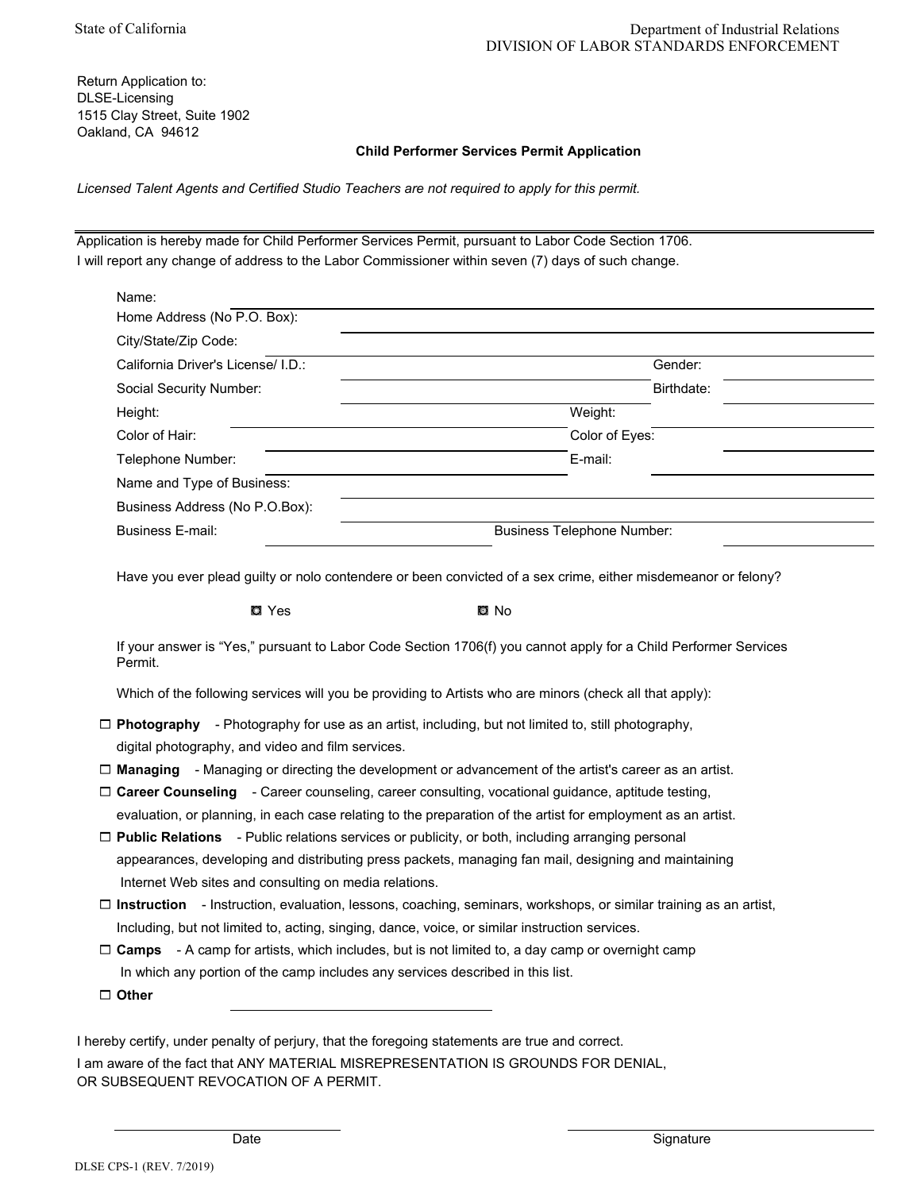State of California

Department of Industrial Relations
DIVISION OF LABOR STANDARDS ENFORCEMENT

Return Application to:
DLSE-Licensing
1515 Clay Street, Suite 1902
Oakland, CA 94612

### Child Performer Services Permit Application

*Licensed Talent Agents and Certified Studio Teachers are not required to apply for this permit.*

---

Application is hereby made for Child Performer Services Permit, pursuant to Labor Code Section 1706.
I will report any change of address to the Labor Commissioner within seven (7) days of such change.

Name: ______________________________

Home Address (No P.O. Box): ______________________________

City/State/Zip Code: ______________________________

California Driver's License/ I.D.: ______________________________ Gender: ______________

Social Security Number: ______________________________ Birthdate: ______________

Height: ______________________________ Weight: ______________

Color of Hair: ______________________________ Color of Eyes: ______________

Telephone Number: ______________________________ E-mail: ______________

Name and Type of Business: ______________________________

Business Address (No P.O.Box): ______________________________

Business E-mail: ______________________________ Business Telephone Number: ______________

Have you ever plead guilty or nolo contendere or been convicted of a sex crime, either misdemeanor or felony?

◘ Yes ◘ No

If your answer is "Yes," pursuant to Labor Code Section 1706(f) you cannot apply for a Child Performer Services Permit.

Which of the following services will you be providing to Artists who are minors (check all that apply):

- ☐ **Photography** - Photography for use as an artist, including, but not limited to, still photography, digital photography, and video and film services.
- ☐ **Managing** - Managing or directing the development or advancement of the artist's career as an artist.
- ☐ **Career Counseling** - Career counseling, career consulting, vocational guidance, aptitude testing, evaluation, or planning, in each case relating to the preparation of the artist for employment as an artist.
- ☐ **Public Relations** - Public relations services or publicity, or both, including arranging personal appearances, developing and distributing press packets, managing fan mail, designing and maintaining Internet Web sites and consulting on media relations.
- ☐ **Instruction** - Instruction, evaluation, lessons, coaching, seminars, workshops, or similar training as an artist, Including, but not limited to, acting, singing, dance, voice, or similar instruction services.
- ☐ **Camps** - A camp for artists, which includes, but is not limited to, a day camp or overnight camp In which any portion of the camp includes any services described in this list.
- ☐ **Other** ______________________________

I hereby certify, under penalty of perjury, that the foregoing statements are true and correct.
I am aware of the fact that ANY MATERIAL MISREPRESENTATION IS GROUNDS FOR DENIAL, OR SUBSEQUENT REVOCATION OF A PERMIT.

______________________________ ______________________________
Date Signature

DLSE CPS-1 (REV. 7/2019)